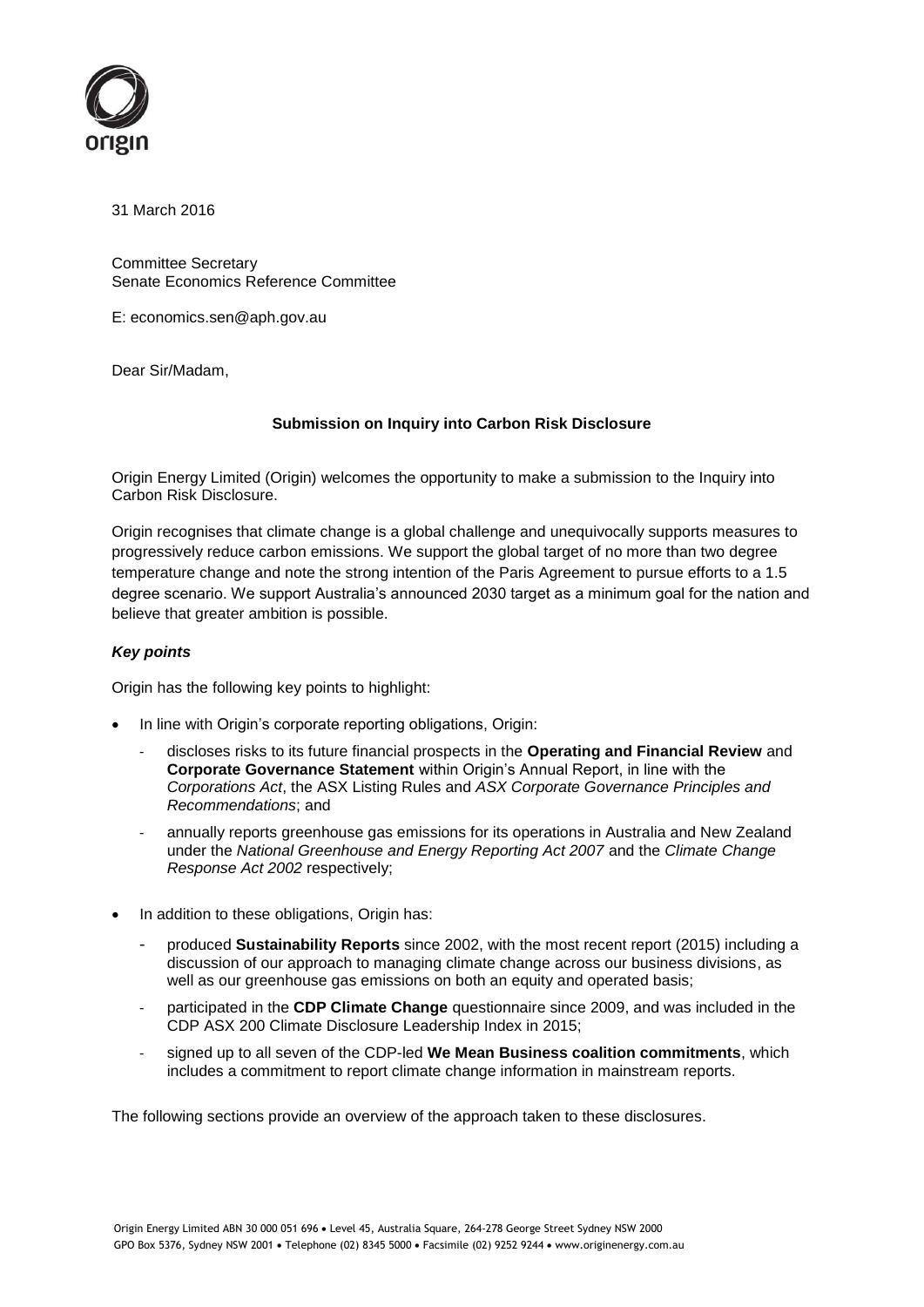31 March 2016

Committee Secretary
Senate Economics Reference Committee

E: economics.sen@aph.gov.au

Dear Sir/Madam,

**Submission on Inquiry into Carbon Risk Disclosure**

Origin Energy Limited (Origin) welcomes the opportunity to make a submission to the Inquiry into Carbon Risk Disclosure.

Origin recognises that climate change is a global challenge and unequivocally supports measures to progressively reduce carbon emissions. We support the global target of no more than two degree temperature change and note the strong intention of the Paris Agreement to pursue efforts to a 1.5 degree scenario. We support Australia's announced 2030 target as a minimum goal for the nation and believe that greater ambition is possible.

### *Key points*

Origin has the following key points to highlight:

- In line with Origin's corporate reporting obligations, Origin:
  - discloses risks to its future financial prospects in the **Operating and Financial Review** and **Corporate Governance Statement** within Origin's Annual Report, in line with the *Corporations Act*, the ASX Listing Rules and *ASX Corporate Governance Principles and Recommendations*; and
  - annually reports greenhouse gas emissions for its operations in Australia and New Zealand under the *National Greenhouse and Energy Reporting Act 2007* and the *Climate Change Response Act 2002* respectively;
- In addition to these obligations, Origin has:
  - produced **Sustainability Reports** since 2002, with the most recent report (2015) including a discussion of our approach to managing climate change across our business divisions, as well as our greenhouse gas emissions on both an equity and operated basis;
  - participated in the **CDP Climate Change** questionnaire since 2009, and was included in the CDP ASX 200 Climate Disclosure Leadership Index in 2015;
  - signed up to all seven of the CDP-led **We Mean Business coalition commitments**, which includes a commitment to report climate change information in mainstream reports.

The following sections provide an overview of the approach taken to these disclosures.

Origin Energy Limited ABN 30 000 051 696 • Level 45, Australia Square, 264-278 George Street Sydney NSW 2000
GPO Box 5376, Sydney NSW 2001 • Telephone (02) 8345 5000 • Facsimile (02) 9252 9244 • www.originenergy.com.au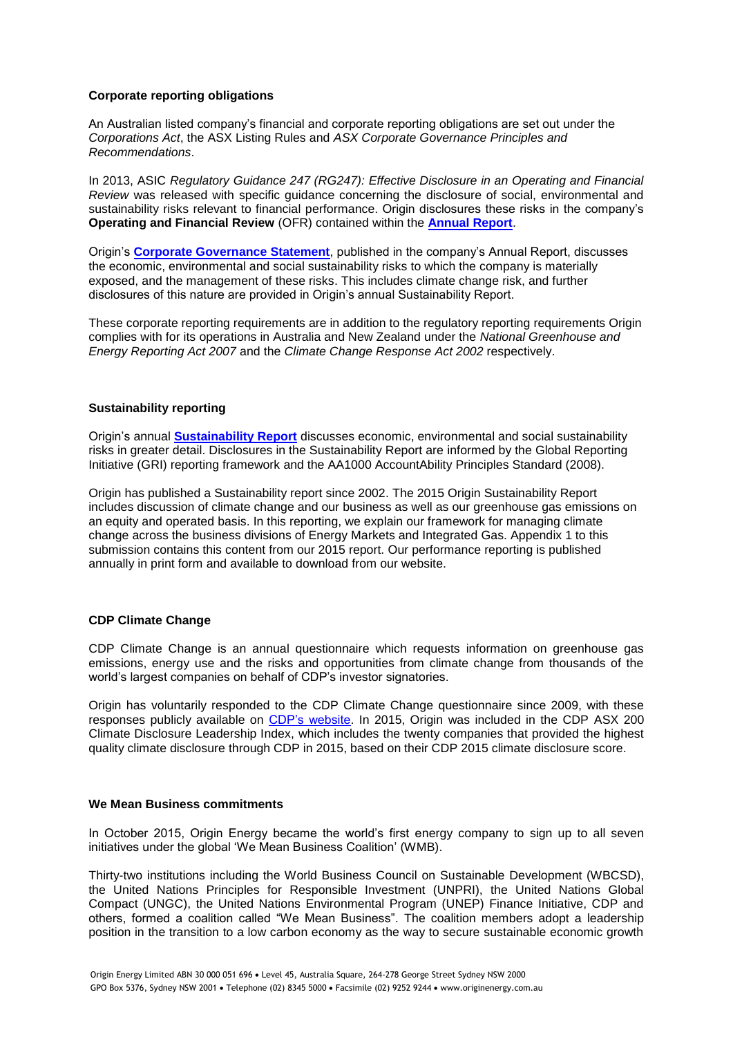**Corporate reporting obligations**

An Australian listed company's financial and corporate reporting obligations are set out under the *Corporations Act*, the ASX Listing Rules and *ASX Corporate Governance Principles and Recommendations*.

In 2013, ASIC *Regulatory Guidance 247 (RG247): Effective Disclosure in an Operating and Financial Review* was released with specific guidance concerning the disclosure of social, environmental and sustainability risks relevant to financial performance. Origin disclosures these risks in the company's **Operating and Financial Review** (OFR) contained within the **Annual Report**.

Origin's **Corporate Governance Statement**, published in the company's Annual Report, discusses the economic, environmental and social sustainability risks to which the company is materially exposed, and the management of these risks. This includes climate change risk, and further disclosures of this nature are provided in Origin's annual Sustainability Report.

These corporate reporting requirements are in addition to the regulatory reporting requirements Origin complies with for its operations in Australia and New Zealand under the *National Greenhouse and Energy Reporting Act 2007* and the *Climate Change Response Act 2002* respectively.

**Sustainability reporting**

Origin's annual **Sustainability Report** discusses economic, environmental and social sustainability risks in greater detail. Disclosures in the Sustainability Report are informed by the Global Reporting Initiative (GRI) reporting framework and the AA1000 AccountAbility Principles Standard (2008).

Origin has published a Sustainability report since 2002. The 2015 Origin Sustainability Report includes discussion of climate change and our business as well as our greenhouse gas emissions on an equity and operated basis. In this reporting, we explain our framework for managing climate change across the business divisions of Energy Markets and Integrated Gas. Appendix 1 to this submission contains this content from our 2015 report. Our performance reporting is published annually in print form and available to download from our website.

**CDP Climate Change**

CDP Climate Change is an annual questionnaire which requests information on greenhouse gas emissions, energy use and the risks and opportunities from climate change from thousands of the world's largest companies on behalf of CDP's investor signatories.

Origin has voluntarily responded to the CDP Climate Change questionnaire since 2009, with these responses publicly available on CDP's website. In 2015, Origin was included in the CDP ASX 200 Climate Disclosure Leadership Index, which includes the twenty companies that provided the highest quality climate disclosure through CDP in 2015, based on their CDP 2015 climate disclosure score.

**We Mean Business commitments**

In October 2015, Origin Energy became the world's first energy company to sign up to all seven initiatives under the global 'We Mean Business Coalition' (WMB).

Thirty-two institutions including the World Business Council on Sustainable Development (WBCSD), the United Nations Principles for Responsible Investment (UNPRI), the United Nations Global Compact (UNGC), the United Nations Environmental Program (UNEP) Finance Initiative, CDP and others, formed a coalition called "We Mean Business". The coalition members adopt a leadership position in the transition to a low carbon economy as the way to secure sustainable economic growth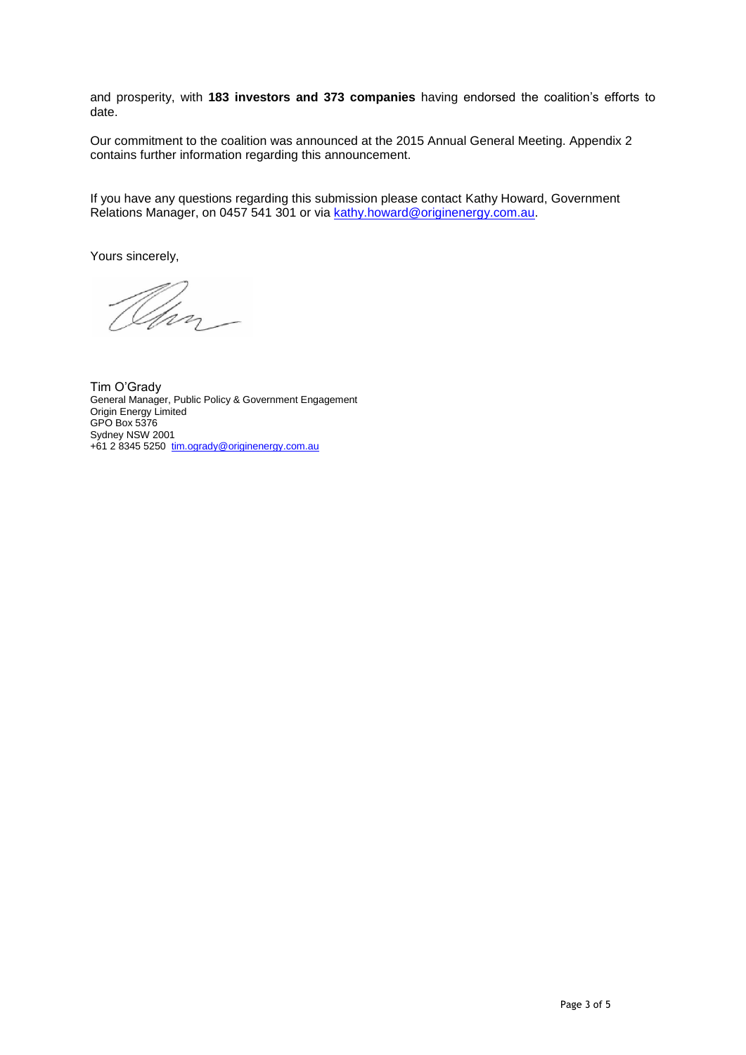and prosperity, with **183 investors and 373 companies** having endorsed the coalition's efforts to date.

Our commitment to the coalition was announced at the 2015 Annual General Meeting. Appendix 2 contains further information regarding this announcement.

If you have any questions regarding this submission please contact Kathy Howard, Government Relations Manager, on 0457 541 301 or via kathy.howard@originenergy.com.au.

Yours sincerely,

Tim O'Grady
General Manager, Public Policy & Government Engagement
Origin Energy Limited
GPO Box 5376
Sydney NSW 2001
+61 2 8345 5250 tim.ogrady@originenergy.com.au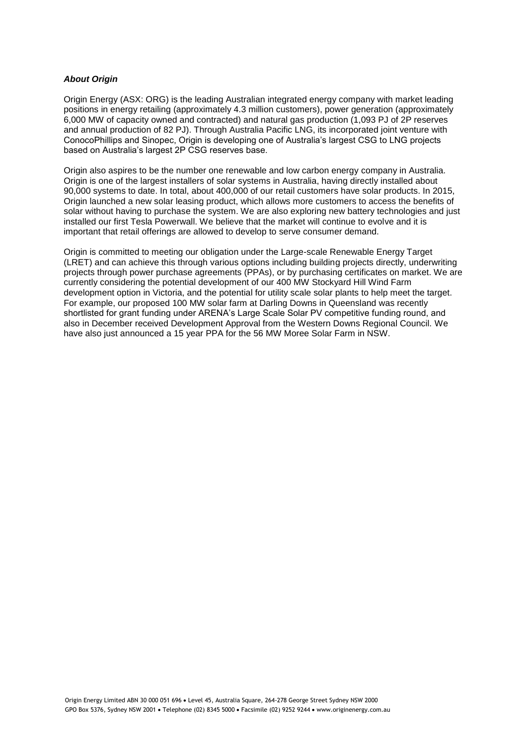***About Origin***

Origin Energy (ASX: ORG) is the leading Australian integrated energy company with market leading positions in energy retailing (approximately 4.3 million customers), power generation (approximately 6,000 MW of capacity owned and contracted) and natural gas production (1,093 PJ of 2P reserves and annual production of 82 PJ). Through Australia Pacific LNG, its incorporated joint venture with ConocoPhillips and Sinopec, Origin is developing one of Australia's largest CSG to LNG projects based on Australia's largest 2P CSG reserves base.

Origin also aspires to be the number one renewable and low carbon energy company in Australia. Origin is one of the largest installers of solar systems in Australia, having directly installed about 90,000 systems to date. In total, about 400,000 of our retail customers have solar products. In 2015, Origin launched a new solar leasing product, which allows more customers to access the benefits of solar without having to purchase the system. We are also exploring new battery technologies and just installed our first Tesla Powerwall. We believe that the market will continue to evolve and it is important that retail offerings are allowed to develop to serve consumer demand.

Origin is committed to meeting our obligation under the Large-scale Renewable Energy Target (LRET) and can achieve this through various options including building projects directly, underwriting projects through power purchase agreements (PPAs), or by purchasing certificates on market. We are currently considering the potential development of our 400 MW Stockyard Hill Wind Farm development option in Victoria, and the potential for utility scale solar plants to help meet the target. For example, our proposed 100 MW solar farm at Darling Downs in Queensland was recently shortlisted for grant funding under ARENA's Large Scale Solar PV competitive funding round, and also in December received Development Approval from the Western Downs Regional Council. We have also just announced a 15 year PPA for the 56 MW Moree Solar Farm in NSW.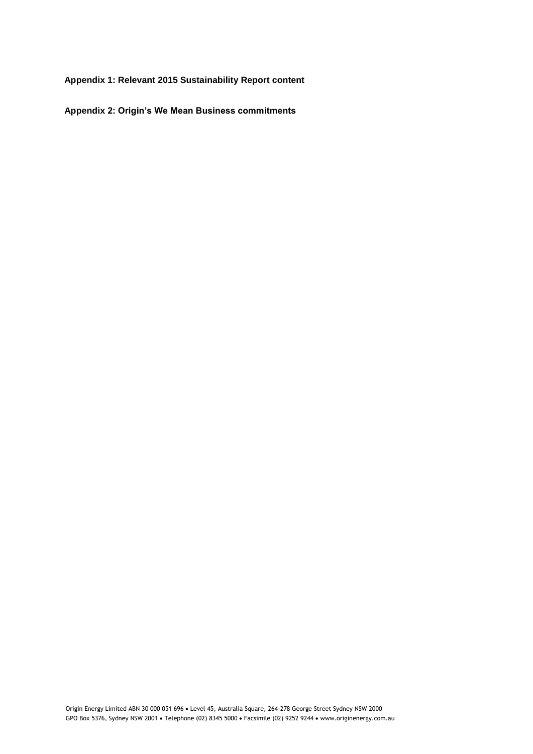**Appendix 1: Relevant 2015 Sustainability Report content**

**Appendix 2: Origin's We Mean Business commitments**

Origin Energy Limited ABN 30 000 051 696 • Level 45, Australia Square, 264-278 George Street Sydney NSW 2000
GPO Box 5376, Sydney NSW 2001 • Telephone (02) 8345 5000 • Facsimile (02) 9252 9244 • www.originenergy.com.au